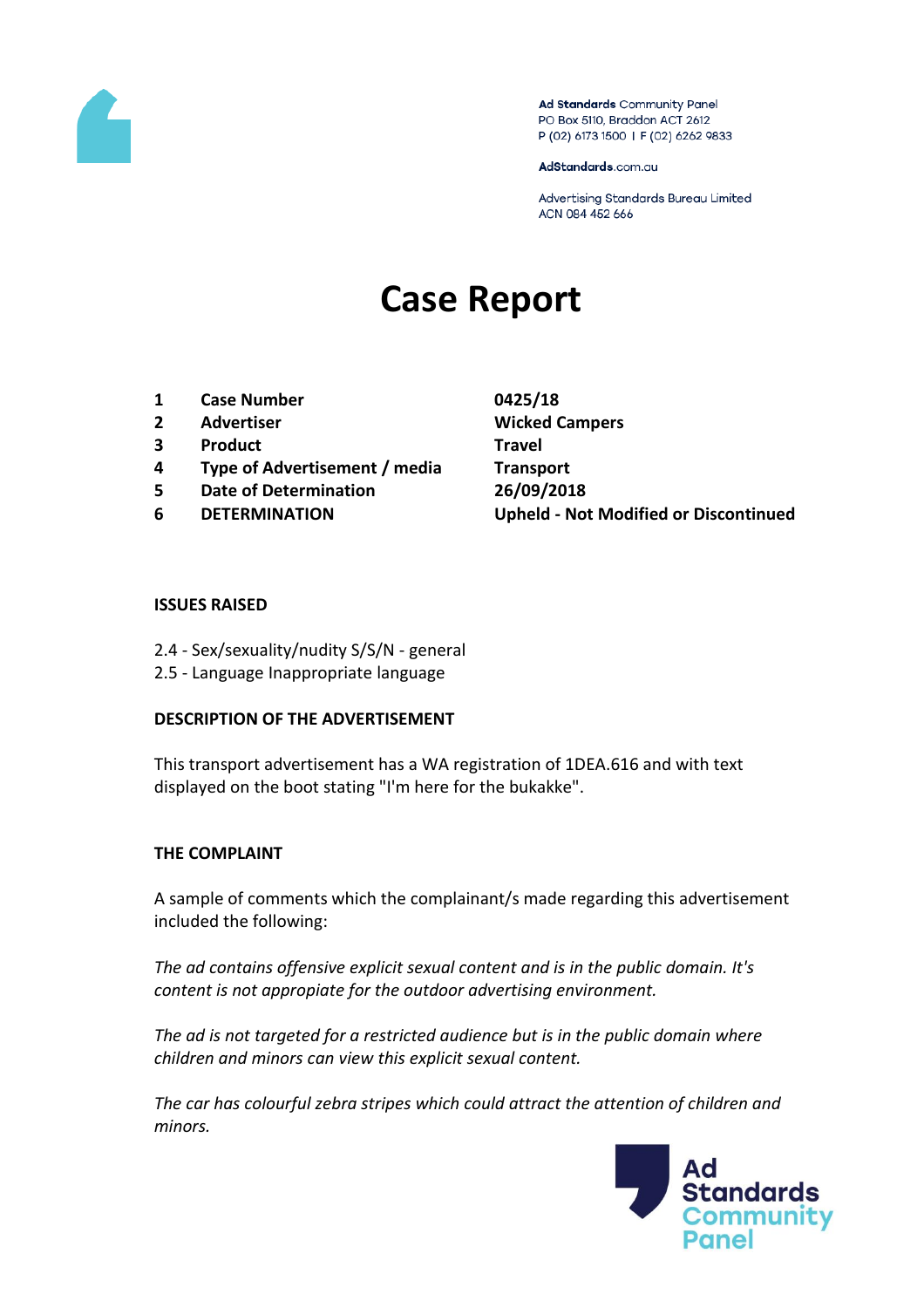Ad Standards Community Panel
PO Box 5110, Braddon ACT 2612
P (02) 6173 1500 | F (02) 6262 9833

AdStandards.com.au

Advertising Standards Bureau Limited
ACN 084 452 666

# Case Report

| | | |
|---|---|---|
| 1 | **Case Number** | **0425/18** |
| 2 | **Advertiser** | **Wicked Campers** |
| 3 | **Product** | **Travel** |
| 4 | **Type of Advertisement / media** | **Transport** |
| 5 | **Date of Determination** | **26/09/2018** |
| 6 | **DETERMINATION** | **Upheld - Not Modified or Discontinued** |

### ISSUES RAISED

2.4 - Sex/sexuality/nudity S/S/N - general
2.5 - Language Inappropriate language

### DESCRIPTION OF THE ADVERTISEMENT

This transport advertisement has a WA registration of 1DEA.616 and with text displayed on the boot stating "I'm here for the bukakke".

### THE COMPLAINT

A sample of comments which the complainant/s made regarding this advertisement included the following:

*The ad contains offensive explicit sexual content and is in the public domain. It's content is not appropiate for the outdoor advertising environment.*

*The ad is not targeted for a restricted audience but is in the public domain where children and minors can view this explicit sexual content.*

*The car has colourful zebra stripes which could attract the attention of children and minors.*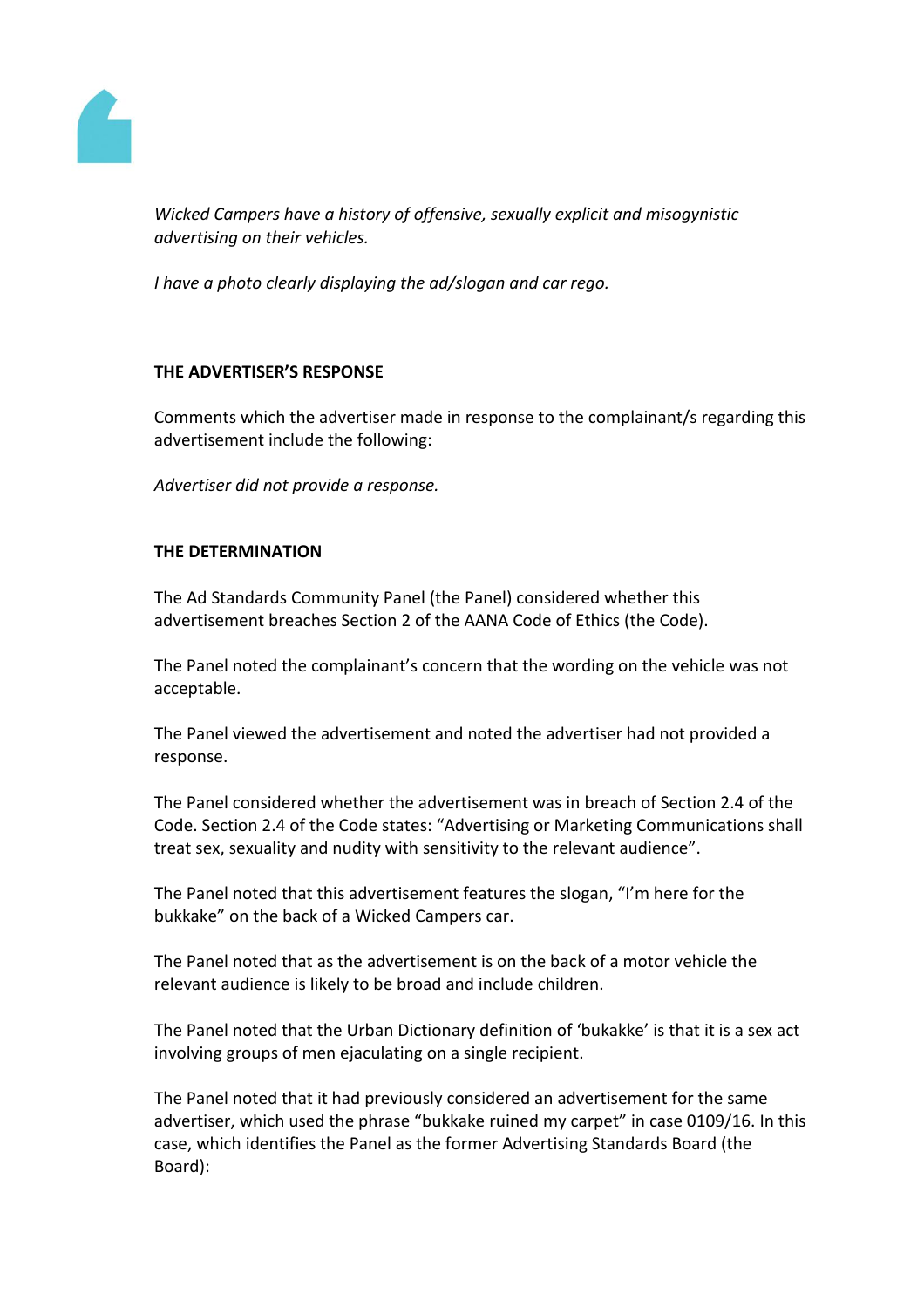*Wicked Campers have a history of offensive, sexually explicit and misogynistic advertising on their vehicles.*

*I have a photo clearly displaying the ad/slogan and car rego.*

**THE ADVERTISER'S RESPONSE**

Comments which the advertiser made in response to the complainant/s regarding this advertisement include the following:

*Advertiser did not provide a response.*

**THE DETERMINATION**

The Ad Standards Community Panel (the Panel) considered whether this advertisement breaches Section 2 of the AANA Code of Ethics (the Code).

The Panel noted the complainant's concern that the wording on the vehicle was not acceptable.

The Panel viewed the advertisement and noted the advertiser had not provided a response.

The Panel considered whether the advertisement was in breach of Section 2.4 of the Code. Section 2.4 of the Code states: "Advertising or Marketing Communications shall treat sex, sexuality and nudity with sensitivity to the relevant audience".

The Panel noted that this advertisement features the slogan, "I'm here for the bukkake" on the back of a Wicked Campers car.

The Panel noted that as the advertisement is on the back of a motor vehicle the relevant audience is likely to be broad and include children.

The Panel noted that the Urban Dictionary definition of 'bukakke' is that it is a sex act involving groups of men ejaculating on a single recipient.

The Panel noted that it had previously considered an advertisement for the same advertiser, which used the phrase "bukkake ruined my carpet" in case 0109/16. In this case, which identifies the Panel as the former Advertising Standards Board (the Board):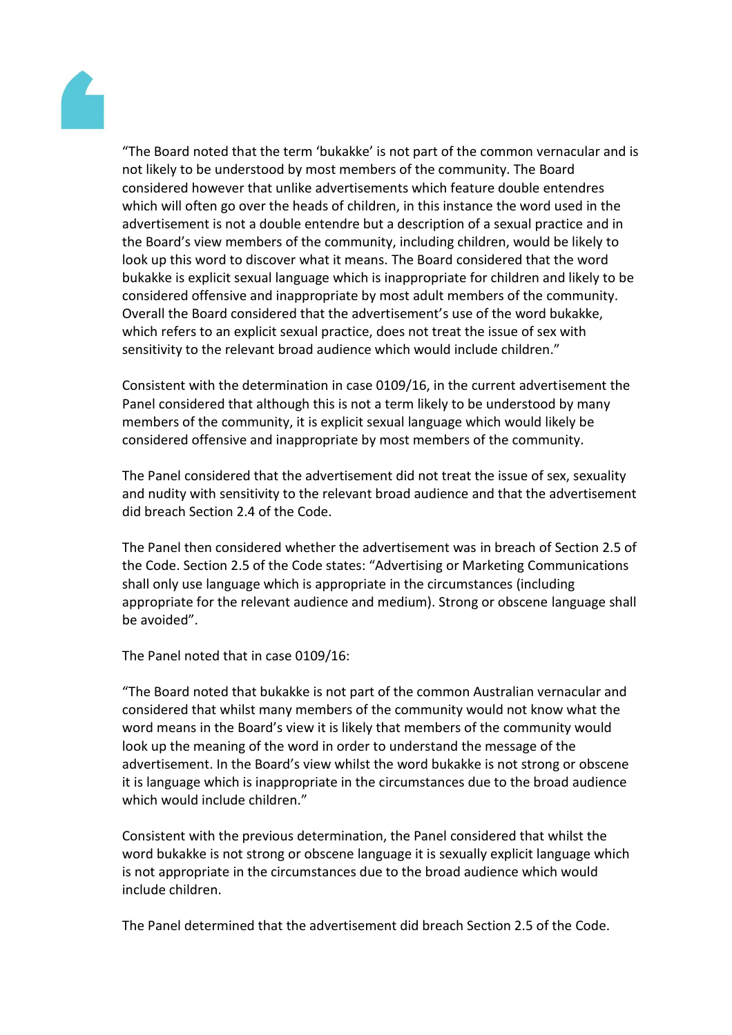"The Board noted that the term 'bukakke' is not part of the common vernacular and is not likely to be understood by most members of the community. The Board considered however that unlike advertisements which feature double entendres which will often go over the heads of children, in this instance the word used in the advertisement is not a double entendre but a description of a sexual practice and in the Board's view members of the community, including children, would be likely to look up this word to discover what it means. The Board considered that the word bukakke is explicit sexual language which is inappropriate for children and likely to be considered offensive and inappropriate by most adult members of the community. Overall the Board considered that the advertisement's use of the word bukakke, which refers to an explicit sexual practice, does not treat the issue of sex with sensitivity to the relevant broad audience which would include children."

Consistent with the determination in case 0109/16, in the current advertisement the Panel considered that although this is not a term likely to be understood by many members of the community, it is explicit sexual language which would likely be considered offensive and inappropriate by most members of the community.

The Panel considered that the advertisement did not treat the issue of sex, sexuality and nudity with sensitivity to the relevant broad audience and that the advertisement did breach Section 2.4 of the Code.

The Panel then considered whether the advertisement was in breach of Section 2.5 of the Code. Section 2.5 of the Code states: "Advertising or Marketing Communications shall only use language which is appropriate in the circumstances (including appropriate for the relevant audience and medium). Strong or obscene language shall be avoided".

The Panel noted that in case 0109/16:

"The Board noted that bukakke is not part of the common Australian vernacular and considered that whilst many members of the community would not know what the word means in the Board's view it is likely that members of the community would look up the meaning of the word in order to understand the message of the advertisement. In the Board's view whilst the word bukakke is not strong or obscene it is language which is inappropriate in the circumstances due to the broad audience which would include children."

Consistent with the previous determination, the Panel considered that whilst the word bukakke is not strong or obscene language it is sexually explicit language which is not appropriate in the circumstances due to the broad audience which would include children.

The Panel determined that the advertisement did breach Section 2.5 of the Code.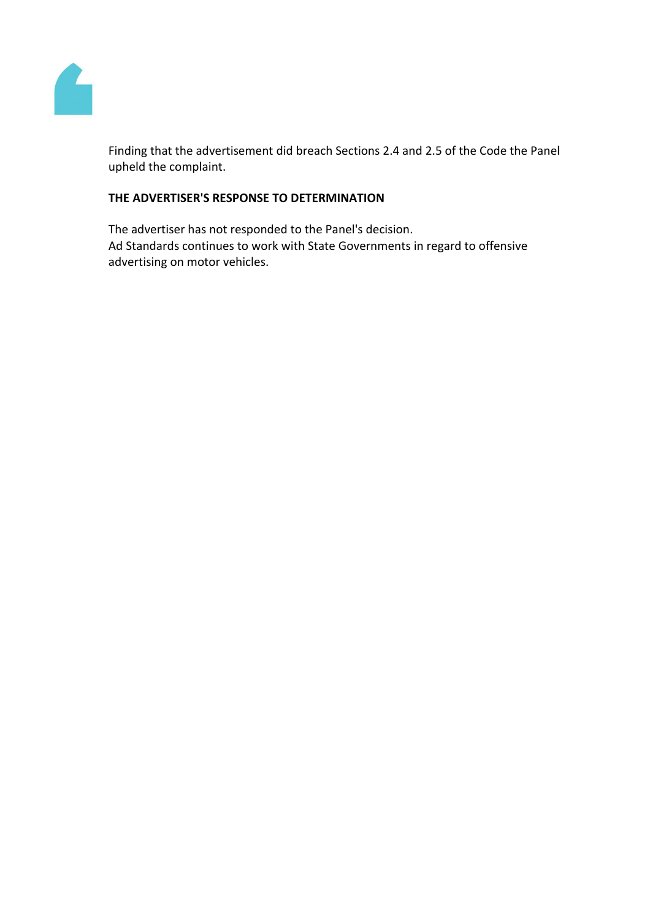Finding that the advertisement did breach Sections 2.4 and 2.5 of the Code the Panel upheld the complaint.

**THE ADVERTISER'S RESPONSE TO DETERMINATION**

The advertiser has not responded to the Panel's decision.
Ad Standards continues to work with State Governments in regard to offensive advertising on motor vehicles.